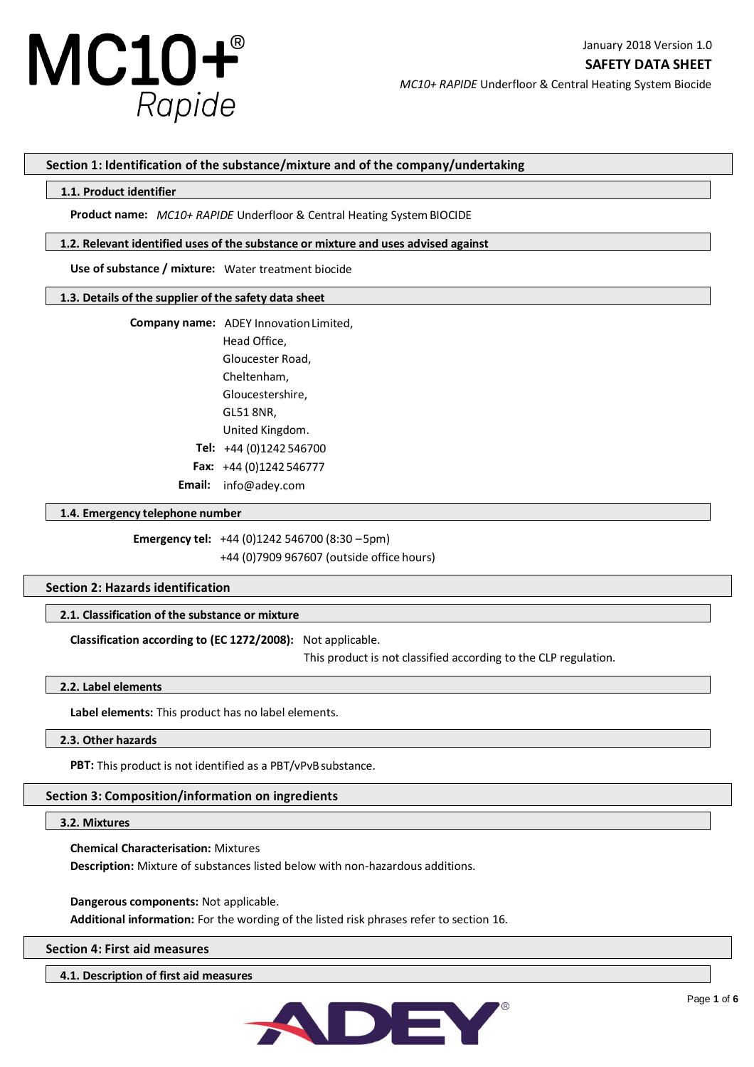# SAFETY DATA SHEET

January 2018 Version 1.0

*MC10+ RAPIDE* Underfloor & Central Heating System Biocide

## Section 1: Identification of the substance/mixture and of the company/undertaking

### 1.1. Product identifier

**Product name:** *MC10+ RAPIDE* Underfloor & Central Heating System BIOCIDE

### 1.2. Relevant identified uses of the substance or mixture and uses advised against

**Use of substance / mixture:** Water treatment biocide

### 1.3. Details of the supplier of the safety data sheet

**Company name:** ADEY Innovation Limited,
Head Office,
Gloucester Road,
Cheltenham,
Gloucestershire,
GL51 8NR,
United Kingdom.

**Tel:** +44 (0)1242 546700
**Fax:** +44 (0)1242 546777
**Email:** info@adey.com

### 1.4. Emergency telephone number

**Emergency tel:** +44 (0)1242 546700 (8:30 –5pm)
+44 (0)7909 967607 (outside office hours)

## Section 2: Hazards identification

### 2.1. Classification of the substance or mixture

**Classification according to (EC 1272/2008):** Not applicable.
This product is not classified according to the CLP regulation.

### 2.2. Label elements

**Label elements:** This product has no label elements.

### 2.3. Other hazards

**PBT:** This product is not identified as a PBT/vPvB substance.

## Section 3: Composition/information on ingredients

### 3.2. Mixtures

**Chemical Characterisation:** Mixtures
**Description:** Mixture of substances listed below with non-hazardous additions.

**Dangerous components:** Not applicable.
**Additional information:** For the wording of the listed risk phrases refer to section 16.

## Section 4: First aid measures

### 4.1. Description of first aid measures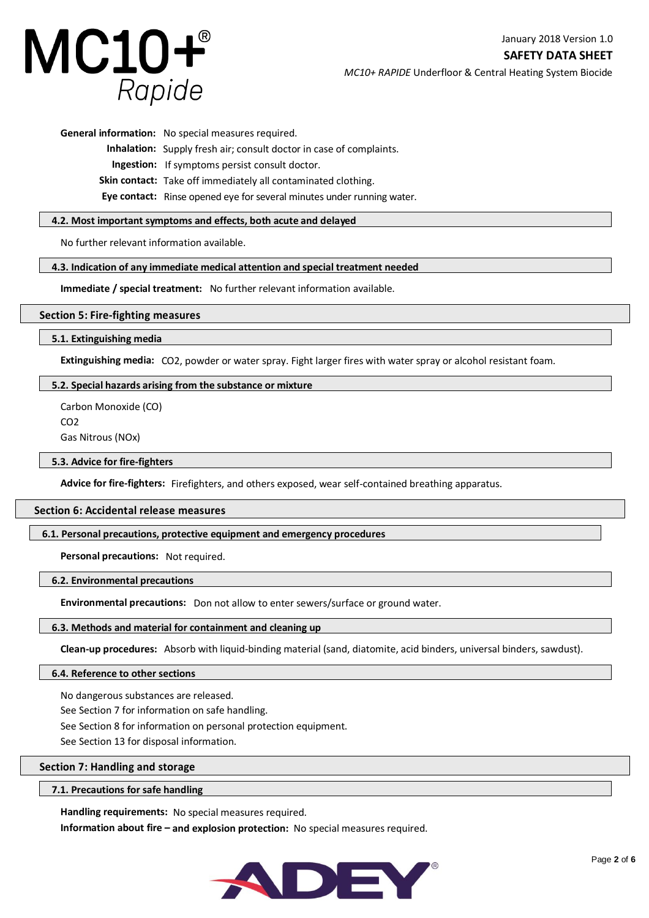**General information:** No special measures required.

**Inhalation:** Supply fresh air; consult doctor in case of complaints.

**Ingestion:** If symptoms persist consult doctor.

**Skin contact:** Take off immediately all contaminated clothing.

**Eye contact:** Rinse opened eye for several minutes under running water.

### 4.2. Most important symptoms and effects, both acute and delayed

No further relevant information available.

### 4.3. Indication of any immediate medical attention and special treatment needed

**Immediate / special treatment:** No further relevant information available.

## Section 5: Fire-fighting measures

### 5.1. Extinguishing media

**Extinguishing media:** $CO_2$, powder or water spray. Fight larger fires with water spray or alcohol resistant foam.

### 5.2. Special hazards arising from the substance or mixture

Carbon Monoxide (CO)
$CO_2$
Gas Nitrous ($NO_x$)

### 5.3. Advice for fire-fighters

**Advice for fire-fighters:** Firefighters, and others exposed, wear self-contained breathing apparatus.

## Section 6: Accidental release measures

### 6.1. Personal precautions, protective equipment and emergency procedures

**Personal precautions:** Not required.

### 6.2. Environmental precautions

**Environmental precautions:** Don not allow to enter sewers/surface or ground water.

### 6.3. Methods and material for containment and cleaning up

**Clean-up procedures:** Absorb with liquid-binding material (sand, diatomite, acid binders, universal binders, sawdust).

### 6.4. Reference to other sections

No dangerous substances are released.
See Section 7 for information on safe handling.
See Section 8 for information on personal protection equipment.
See Section 13 for disposal information.

## Section 7: Handling and storage

### 7.1. Precautions for safe handling

**Handling requirements:** No special measures required.

**Information about fire – and explosion protection:** No special measures required.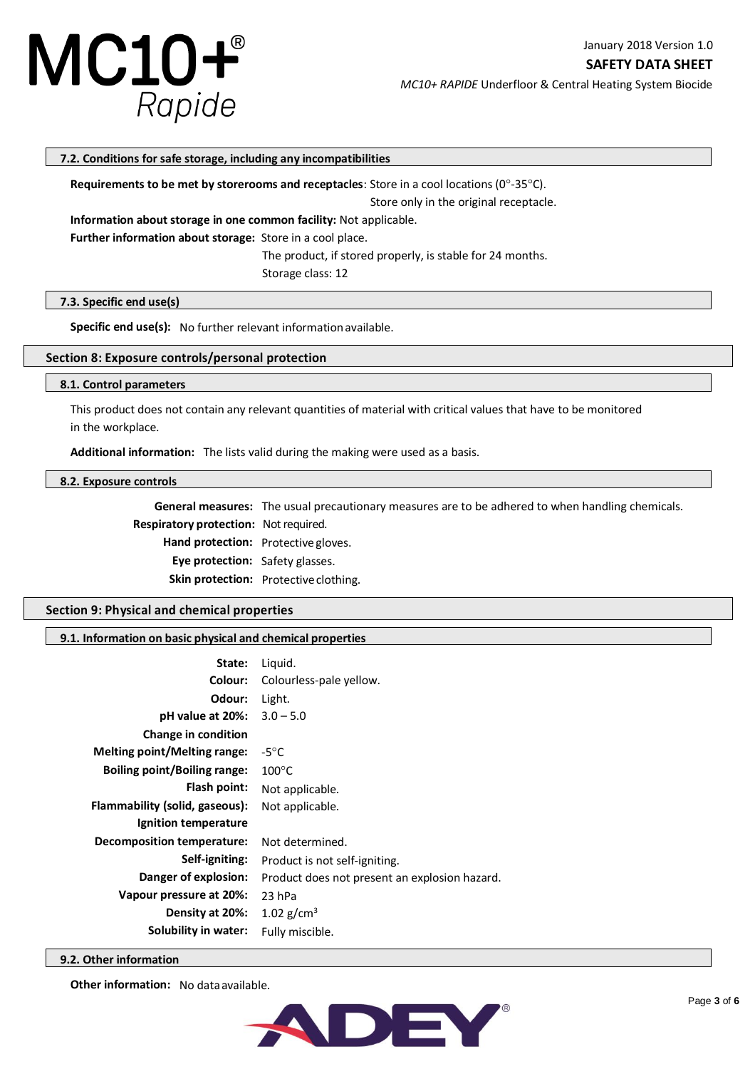#### 7.2. Conditions for safe storage, including any incompatibilities

**Requirements to be met by storerooms and receptacles**: Store in a cool locations (0°-35°C).
Store only in the original receptacle.

**Information about storage in one common facility:** Not applicable.

**Further information about storage:** Store in a cool place.
The product, if stored properly, is stable for 24 months.
Storage class: 12

#### 7.3. Specific end use(s)

**Specific end use(s):** No further relevant information available.

### Section 8: Exposure controls/personal protection

#### 8.1. Control parameters

This product does not contain any relevant quantities of material with critical values that have to be monitored in the workplace.

**Additional information:** The lists valid during the making were used as a basis.

#### 8.2. Exposure controls

**General measures:** The usual precautionary measures are to be adhered to when handling chemicals.
**Respiratory protection:** Not required.
**Hand protection:** Protective gloves.
**Eye protection:** Safety glasses.
**Skin protection:** Protective clothing.

### Section 9: Physical and chemical properties

#### 9.1. Information on basic physical and chemical properties

**State:** Liquid.
**Colour:** Colourless-pale yellow.
**Odour:** Light.
**pH value at 20%:** 3.0 – 5.0
**Change in condition**
**Melting point/Melting range:** -5°C
**Boiling point/Boiling range:** 100°C
**Flash point:** Not applicable.
**Flammability (solid, gaseous):** Not applicable.
**Ignition temperature**
**Decomposition temperature:** Not determined.
**Self-igniting:** Product is not self-igniting.
**Danger of explosion:** Product does not present an explosion hazard.
**Vapour pressure at 20%:** 23 hPa
**Density at 20%:** 1.02 g/cm$^3$
**Solubility in water:** Fully miscible.

#### 9.2. Other information

**Other information:** No data available.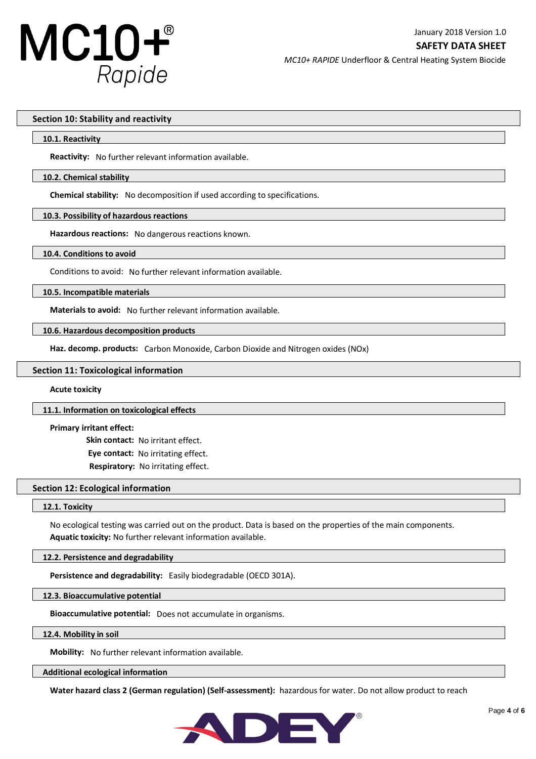## Section 10: Stability and reactivity

### 10.1. Reactivity

**Reactivity:** No further relevant information available.

### 10.2. Chemical stability

**Chemical stability:** No decomposition if used according to specifications.

### 10.3. Possibility of hazardous reactions

**Hazardous reactions:** No dangerous reactions known.

### 10.4. Conditions to avoid

Conditions to avoid: No further relevant information available.

### 10.5. Incompatible materials

**Materials to avoid:** No further relevant information available.

### 10.6. Hazardous decomposition products

**Haz. decomp. products:** Carbon Monoxide, Carbon Dioxide and Nitrogen oxides (NOx)

## Section 11: Toxicological information

**Acute toxicity**

### 11.1. Information on toxicological effects

**Primary irritant effect:**

**Skin contact:** No irritant effect.
**Eye contact:** No irritating effect.
**Respiratory:** No irritating effect.

## Section 12: Ecological information

### 12.1. Toxicity

No ecological testing was carried out on the product. Data is based on the properties of the main components.
**Aquatic toxicity:** No further relevant information available.

### 12.2. Persistence and degradability

**Persistence and degradability:** Easily biodegradable (OECD 301A).

### 12.3. Bioaccumulative potential

**Bioaccumulative potential:** Does not accumulate in organisms.

### 12.4. Mobility in soil

**Mobility:** No further relevant information available.

### Additional ecological information

**Water hazard class 2 (German regulation) (Self-assessment):** hazardous for water. Do not allow product to reach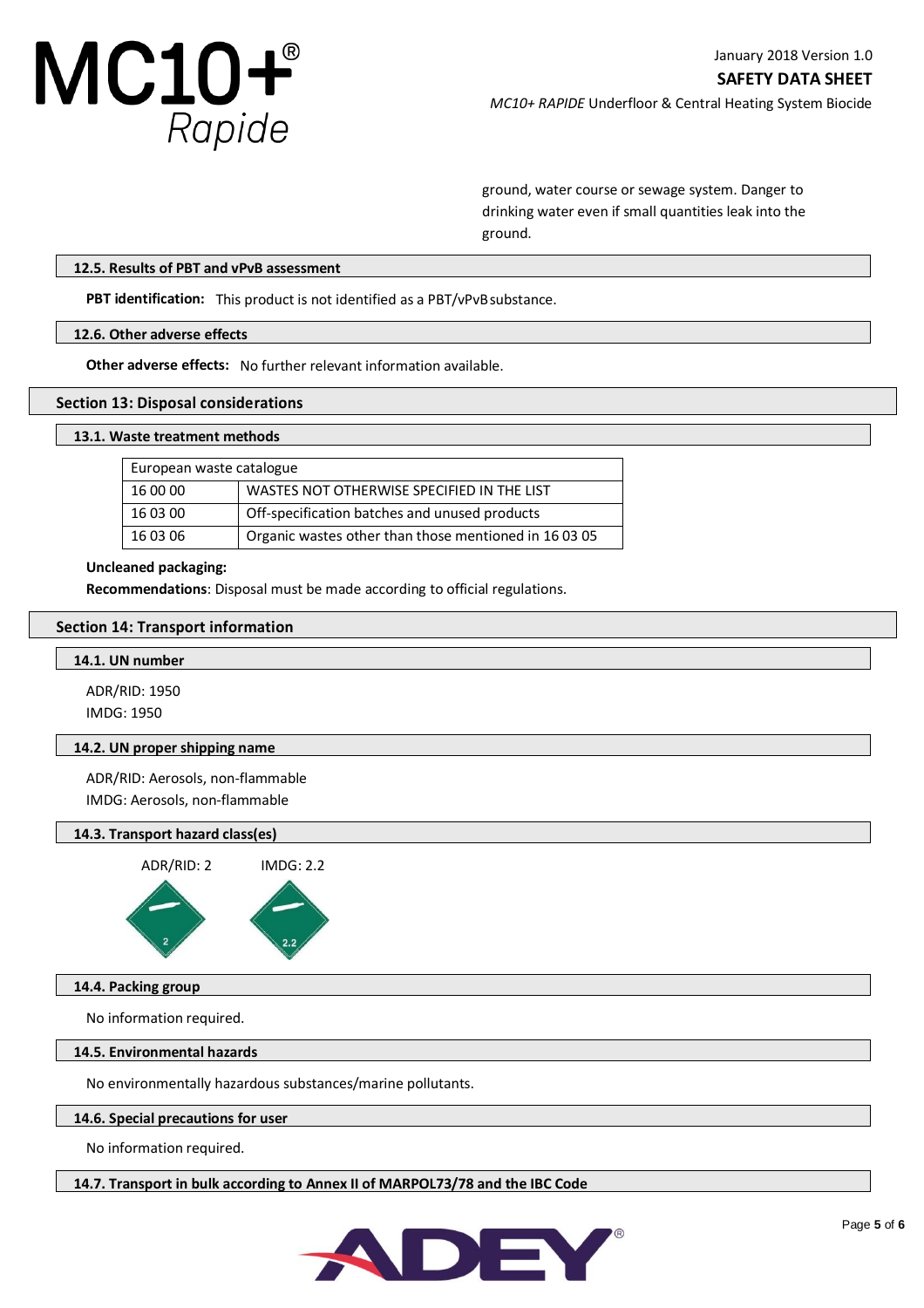ground, water course or sewage system. Danger to drinking water even if small quantities leak into the ground.

### 12.5. Results of PBT and vPvB assessment

**PBT identification:** This product is not identified as a PBT/vPvB substance.

### 12.6. Other adverse effects

**Other adverse effects:** No further relevant information available.

## Section 13: Disposal considerations

### 13.1. Waste treatment methods

| European waste catalogue | |
|---|---|
| 16 00 00 | WASTES NOT OTHERWISE SPECIFIED IN THE LIST |
| 16 03 00 | Off-specification batches and unused products |
| 16 03 06 | Organic wastes other than those mentioned in 16 03 05 |

**Uncleaned packaging:**

**Recommendations**: Disposal must be made according to official regulations.

## Section 14: Transport information

### 14.1. UN number

ADR/RID: 1950

IMDG: 1950

### 14.2. UN proper shipping name

ADR/RID: Aerosols, non-flammable

IMDG: Aerosols, non-flammable

### 14.3. Transport hazard class(es)

ADR/RID: 2 IMDG: 2.2

### 14.4. Packing group

No information required.

### 14.5. Environmental hazards

No environmentally hazardous substances/marine pollutants.

### 14.6. Special precautions for user

No information required.

### 14.7. Transport in bulk according to Annex II of MARPOL73/78 and the IBC Code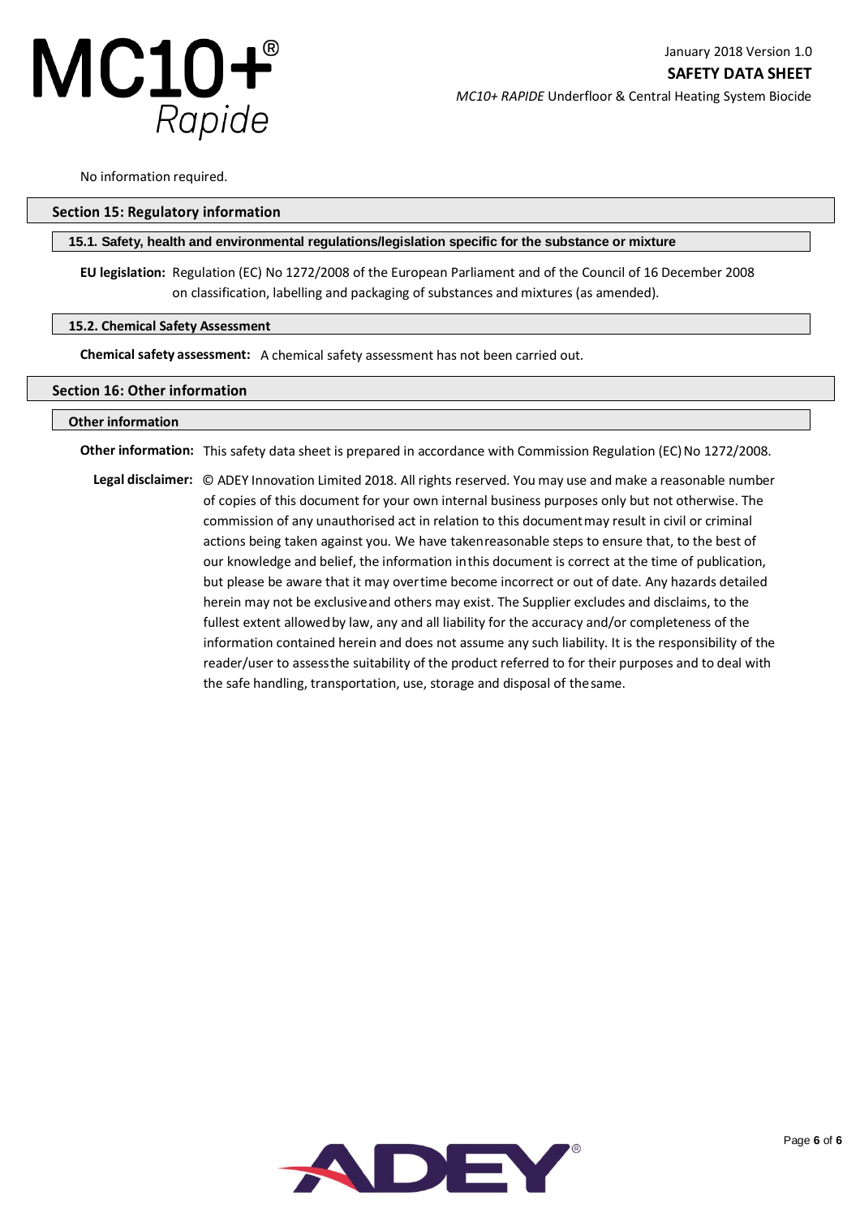No information required.

## Section 15: Regulatory information

### 15.1. Safety, health and environmental regulations/legislation specific for the substance or mixture

**EU legislation:** Regulation (EC) No 1272/2008 of the European Parliament and of the Council of 16 December 2008 on classification, labelling and packaging of substances and mixtures (as amended).

### 15.2. Chemical Safety Assessment

**Chemical safety assessment:** A chemical safety assessment has not been carried out.

## Section 16: Other information

### Other information

**Other information:** This safety data sheet is prepared in accordance with Commission Regulation (EC) No 1272/2008.

**Legal disclaimer:** © ADEY Innovation Limited 2018. All rights reserved. You may use and make a reasonable number of copies of this document for your own internal business purposes only but not otherwise. The commission of any unauthorised act in relation to this document may result in civil or criminal actions being taken against you. We have taken reasonable steps to ensure that, to the best of our knowledge and belief, the information in this document is correct at the time of publication, but please be aware that it may over time become incorrect or out of date. Any hazards detailed herein may not be exclusive and others may exist. The Supplier excludes and disclaims, to the fullest extent allowed by law, any and all liability for the accuracy and/or completeness of the information contained herein and does not assume any such liability. It is the responsibility of the reader/user to assess the suitability of the product referred to for their purposes and to deal with the safe handling, transportation, use, storage and disposal of the same.